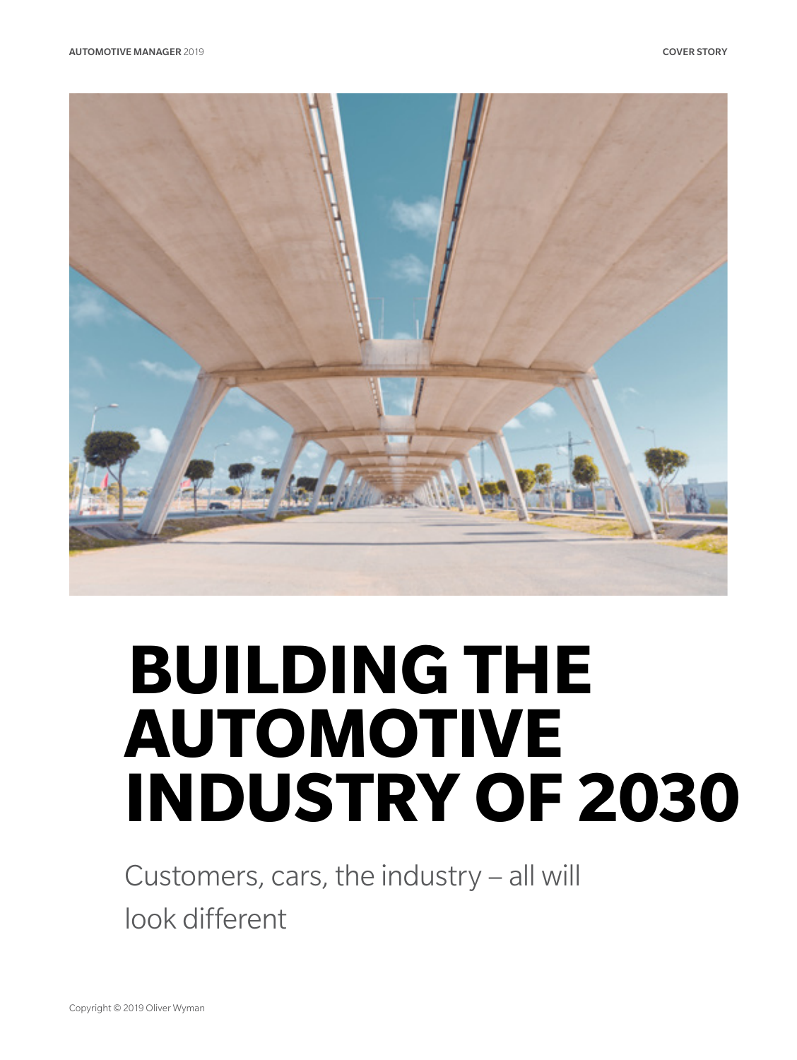# BUILDING THE AUTOMOTIVE INDUSTRY OF 2030

Customers, cars, the industry – all will look different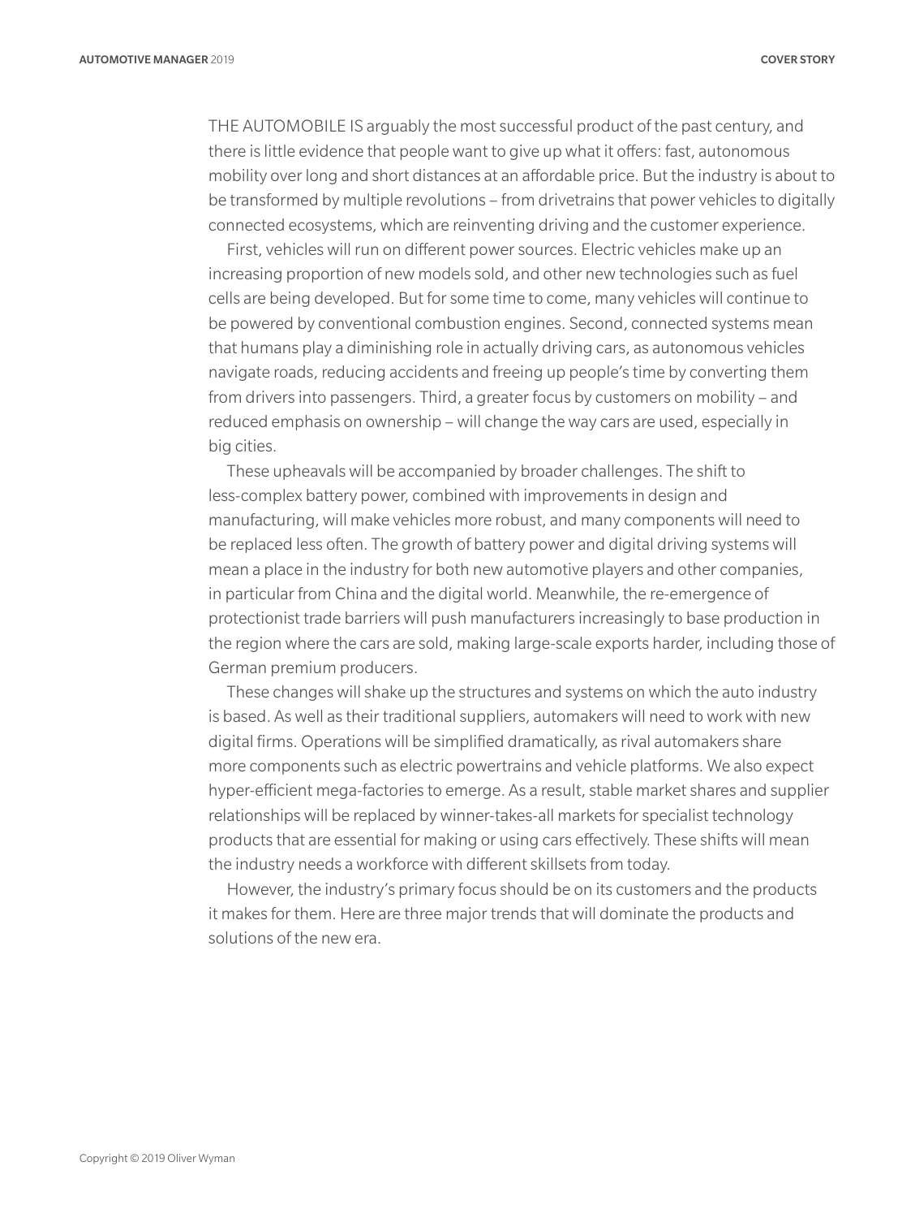THE AUTOMOBILE IS arguably the most successful product of the past century, and there is little evidence that people want to give up what it offers: fast, autonomous mobility over long and short distances at an affordable price. But the industry is about to be transformed by multiple revolutions – from drivetrains that power vehicles to digitally connected ecosystems, which are reinventing driving and the customer experience.

First, vehicles will run on different power sources. Electric vehicles make up an increasing proportion of new models sold, and other new technologies such as fuel cells are being developed. But for some time to come, many vehicles will continue to be powered by conventional combustion engines. Second, connected systems mean that humans play a diminishing role in actually driving cars, as autonomous vehicles navigate roads, reducing accidents and freeing up people's time by converting them from drivers into passengers. Third, a greater focus by customers on mobility – and reduced emphasis on ownership – will change the way cars are used, especially in big cities.

These upheavals will be accompanied by broader challenges. The shift to less-complex battery power, combined with improvements in design and manufacturing, will make vehicles more robust, and many components will need to be replaced less often. The growth of battery power and digital driving systems will mean a place in the industry for both new automotive players and other companies, in particular from China and the digital world. Meanwhile, the re-emergence of protectionist trade barriers will push manufacturers increasingly to base production in the region where the cars are sold, making large-scale exports harder, including those of German premium producers.

These changes will shake up the structures and systems on which the auto industry is based. As well as their traditional suppliers, automakers will need to work with new digital firms. Operations will be simplified dramatically, as rival automakers share more components such as electric powertrains and vehicle platforms. We also expect hyper-efficient mega-factories to emerge. As a result, stable market shares and supplier relationships will be replaced by winner-takes-all markets for specialist technology products that are essential for making or using cars effectively. These shifts will mean the industry needs a workforce with different skillsets from today.

However, the industry's primary focus should be on its customers and the products it makes for them. Here are three major trends that will dominate the products and solutions of the new era.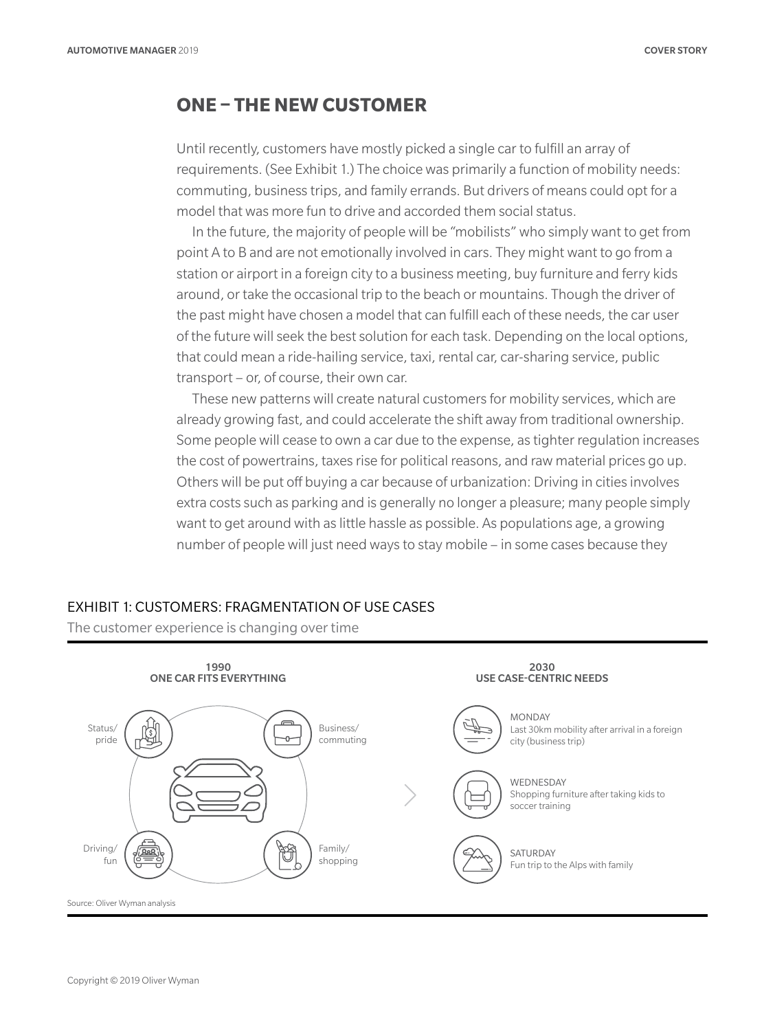## ONE – THE NEW CUSTOMER

Until recently, customers have mostly picked a single car to fulfill an array of requirements. (See Exhibit 1.) The choice was primarily a function of mobility needs: commuting, business trips, and family errands. But drivers of means could opt for a model that was more fun to drive and accorded them social status.

In the future, the majority of people will be "mobilists" who simply want to get from point A to B and are not emotionally involved in cars. They might want to go from a station or airport in a foreign city to a business meeting, buy furniture and ferry kids around, or take the occasional trip to the beach or mountains. Though the driver of the past might have chosen a model that can fulfill each of these needs, the car user of the future will seek the best solution for each task. Depending on the local options, that could mean a ride-hailing service, taxi, rental car, car-sharing service, public transport – or, of course, their own car.

These new patterns will create natural customers for mobility services, which are already growing fast, and could accelerate the shift away from traditional ownership. Some people will cease to own a car due to the expense, as tighter regulation increases the cost of powertrains, taxes rise for political reasons, and raw material prices go up. Others will be put off buying a car because of urbanization: Driving in cities involves extra costs such as parking and is generally no longer a pleasure; many people simply want to get around with as little hassle as possible. As populations age, a growing number of people will just need ways to stay mobile – in some cases because they

### EXHIBIT 1: CUSTOMERS: FRAGMENTATION OF USE CASES

The customer experience is changing over time

**1990**
**ONE CAR FITS EVERYTHING**

- Status/pride
- Business/commuting
- Driving/fun
- Family/shopping

**2030**
**USE CASE-CENTRIC NEEDS**

- MONDAY
  Last 30km mobility after arrival in a foreign city (business trip)
- WEDNESDAY
  Shopping furniture after taking kids to soccer training
- SATURDAY
  Fun trip to the Alps with family

Source: Oliver Wyman analysis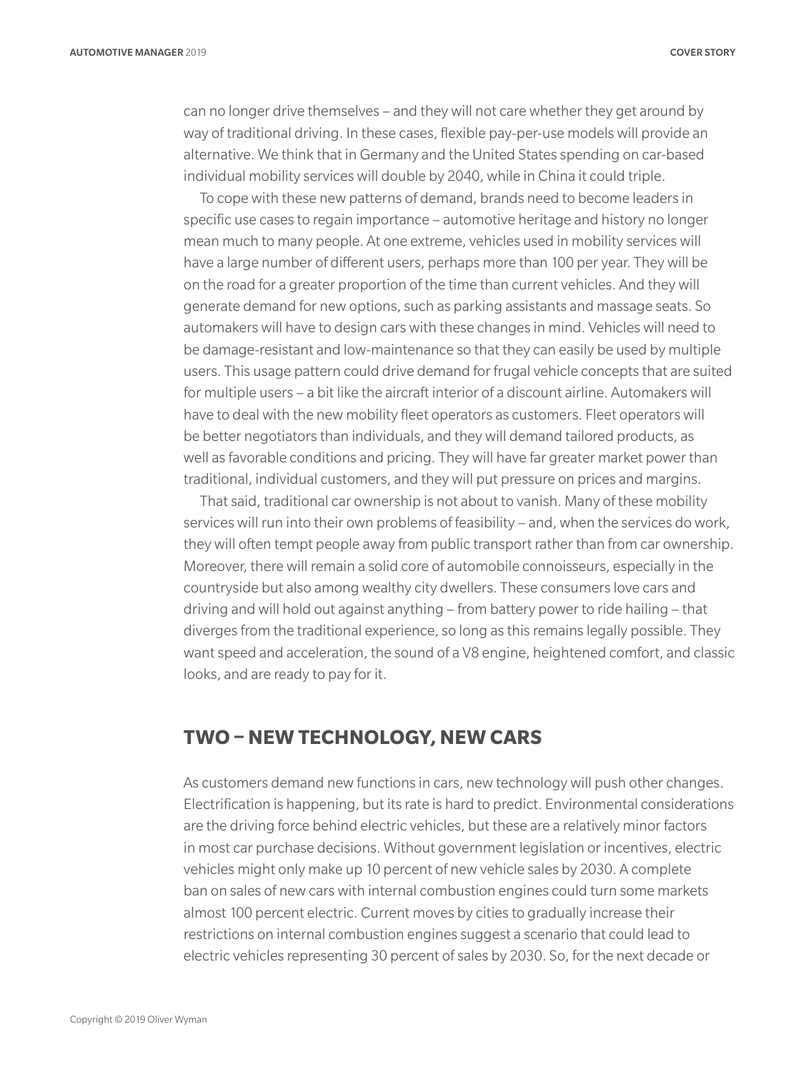can no longer drive themselves – and they will not care whether they get around by way of traditional driving. In these cases, flexible pay-per-use models will provide an alternative. We think that in Germany and the United States spending on car-based individual mobility services will double by 2040, while in China it could triple.

To cope with these new patterns of demand, brands need to become leaders in specific use cases to regain importance – automotive heritage and history no longer mean much to many people. At one extreme, vehicles used in mobility services will have a large number of different users, perhaps more than 100 per year. They will be on the road for a greater proportion of the time than current vehicles. And they will generate demand for new options, such as parking assistants and massage seats. So automakers will have to design cars with these changes in mind. Vehicles will need to be damage-resistant and low-maintenance so that they can easily be used by multiple users. This usage pattern could drive demand for frugal vehicle concepts that are suited for multiple users – a bit like the aircraft interior of a discount airline. Automakers will have to deal with the new mobility fleet operators as customers. Fleet operators will be better negotiators than individuals, and they will demand tailored products, as well as favorable conditions and pricing. They will have far greater market power than traditional, individual customers, and they will put pressure on prices and margins.

That said, traditional car ownership is not about to vanish. Many of these mobility services will run into their own problems of feasibility – and, when the services do work, they will often tempt people away from public transport rather than from car ownership. Moreover, there will remain a solid core of automobile connoisseurs, especially in the countryside but also among wealthy city dwellers. These consumers love cars and driving and will hold out against anything – from battery power to ride hailing – that diverges from the traditional experience, so long as this remains legally possible. They want speed and acceleration, the sound of a V8 engine, heightened comfort, and classic looks, and are ready to pay for it.

## TWO – NEW TECHNOLOGY, NEW CARS

As customers demand new functions in cars, new technology will push other changes. Electrification is happening, but its rate is hard to predict. Environmental considerations are the driving force behind electric vehicles, but these are a relatively minor factors in most car purchase decisions. Without government legislation or incentives, electric vehicles might only make up 10 percent of new vehicle sales by 2030. A complete ban on sales of new cars with internal combustion engines could turn some markets almost 100 percent electric. Current moves by cities to gradually increase their restrictions on internal combustion engines suggest a scenario that could lead to electric vehicles representing 30 percent of sales by 2030. So, for the next decade or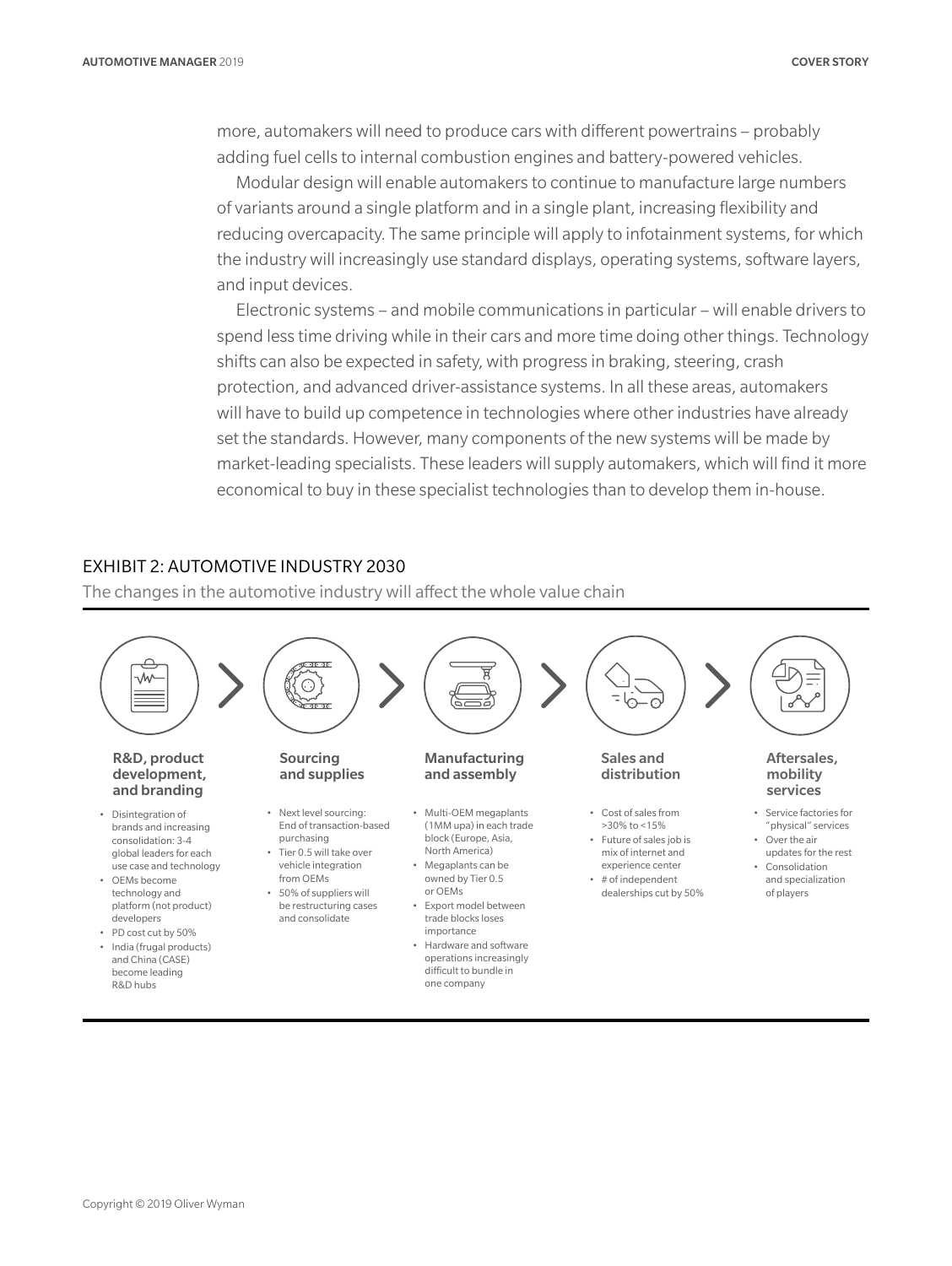more, automakers will need to produce cars with different powertrains – probably adding fuel cells to internal combustion engines and battery-powered vehicles.

Modular design will enable automakers to continue to manufacture large numbers of variants around a single platform and in a single plant, increasing flexibility and reducing overcapacity. The same principle will apply to infotainment systems, for which the industry will increasingly use standard displays, operating systems, software layers, and input devices.

Electronic systems – and mobile communications in particular – will enable drivers to spend less time driving while in their cars and more time doing other things. Technology shifts can also be expected in safety, with progress in braking, steering, crash protection, and advanced driver-assistance systems. In all these areas, automakers will have to build up competence in technologies where other industries have already set the standards. However, many components of the new systems will be made by market-leading specialists. These leaders will supply automakers, which will find it more economical to buy in these specialist technologies than to develop them in-house.

## EXHIBIT 2: AUTOMOTIVE INDUSTRY 2030

The changes in the automotive industry will affect the whole value chain

**R&D, product development, and branding**

- Disintegration of brands and increasing consolidation: 3-4 global leaders for each use case and technology
- OEMs become technology and platform (not product) developers
- PD cost cut by 50%
- India (frugal products) and China (CASE) become leading R&D hubs

**Sourcing and supplies**

- Next level sourcing: End of transaction-based purchasing
- Tier 0.5 will take over vehicle integration from OEMs
- 50% of suppliers will be restructuring cases and consolidate

**Manufacturing and assembly**

- Multi-OEM megaplants (1MM upa) in each trade block (Europe, Asia, North America)
- Megaplants can be owned by Tier 0.5 or OEMs
- Export model between trade blocks loses importance
- Hardware and software operations increasingly difficult to bundle in one company

**Sales and distribution**

- Cost of sales from >30% to <15%
- Future of sales job is mix of internet and experience center
- # of independent dealerships cut by 50%

**Aftersales, mobility services**

- Service factories for "physical" services
- Over the air updates for the rest
- Consolidation and specialization of players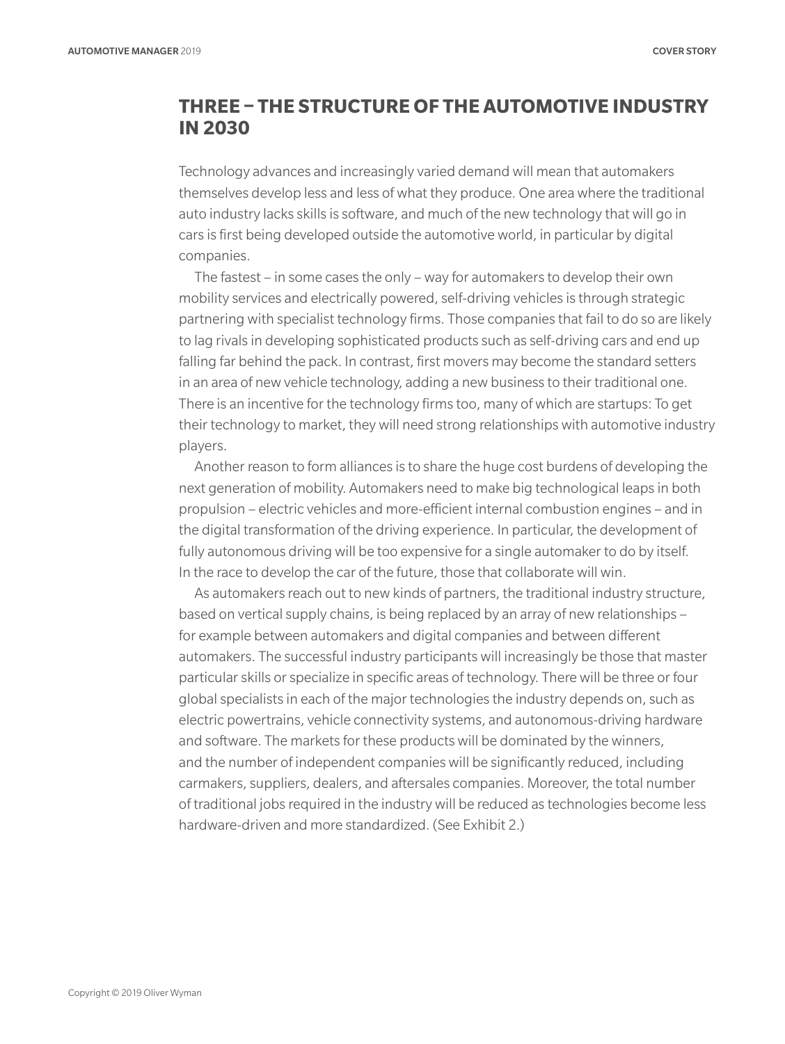## THREE – THE STRUCTURE OF THE AUTOMOTIVE INDUSTRY IN 2030

Technology advances and increasingly varied demand will mean that automakers themselves develop less and less of what they produce. One area where the traditional auto industry lacks skills is software, and much of the new technology that will go in cars is first being developed outside the automotive world, in particular by digital companies.

The fastest – in some cases the only – way for automakers to develop their own mobility services and electrically powered, self-driving vehicles is through strategic partnering with specialist technology firms. Those companies that fail to do so are likely to lag rivals in developing sophisticated products such as self-driving cars and end up falling far behind the pack. In contrast, first movers may become the standard setters in an area of new vehicle technology, adding a new business to their traditional one. There is an incentive for the technology firms too, many of which are startups: To get their technology to market, they will need strong relationships with automotive industry players.

Another reason to form alliances is to share the huge cost burdens of developing the next generation of mobility. Automakers need to make big technological leaps in both propulsion – electric vehicles and more-efficient internal combustion engines – and in the digital transformation of the driving experience. In particular, the development of fully autonomous driving will be too expensive for a single automaker to do by itself. In the race to develop the car of the future, those that collaborate will win.

As automakers reach out to new kinds of partners, the traditional industry structure, based on vertical supply chains, is being replaced by an array of new relationships – for example between automakers and digital companies and between different automakers. The successful industry participants will increasingly be those that master particular skills or specialize in specific areas of technology. There will be three or four global specialists in each of the major technologies the industry depends on, such as electric powertrains, vehicle connectivity systems, and autonomous-driving hardware and software. The markets for these products will be dominated by the winners, and the number of independent companies will be significantly reduced, including carmakers, suppliers, dealers, and aftersales companies. Moreover, the total number of traditional jobs required in the industry will be reduced as technologies become less hardware-driven and more standardized. (See Exhibit 2.)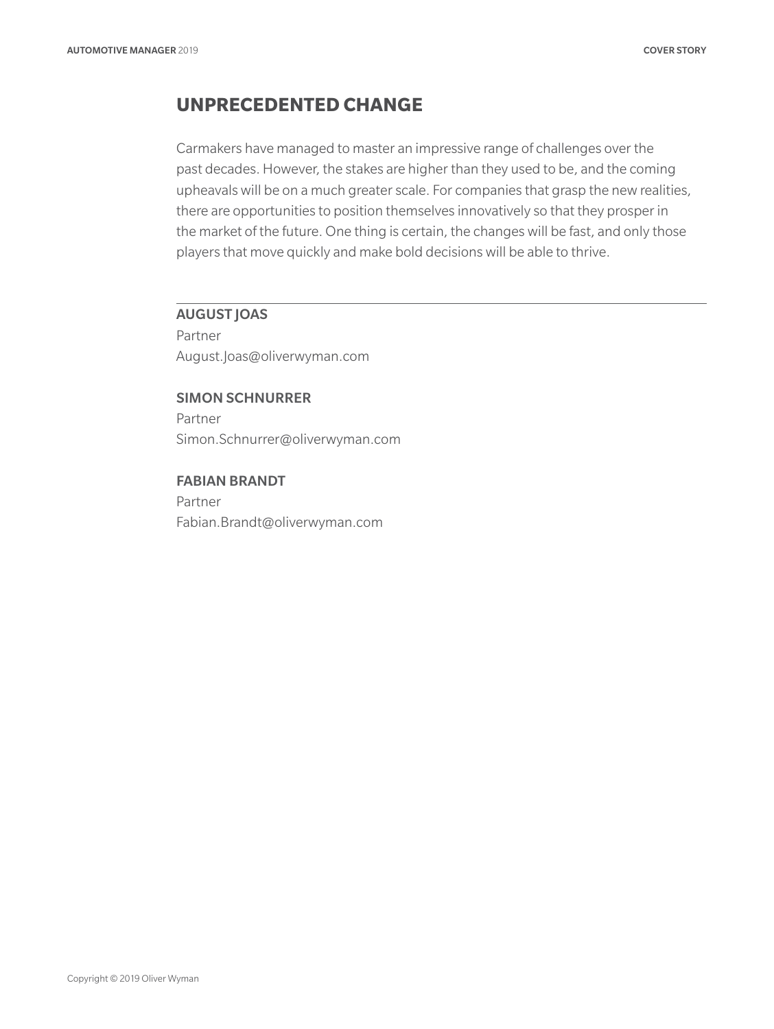## UNPRECEDENTED CHANGE

Carmakers have managed to master an impressive range of challenges over the past decades. However, the stakes are higher than they used to be, and the coming upheavals will be on a much greater scale. For companies that grasp the new realities, there are opportunities to position themselves innovatively so that they prosper in the market of the future. One thing is certain, the changes will be fast, and only those players that move quickly and make bold decisions will be able to thrive.

---

**AUGUST JOAS**
Partner
August.Joas@oliverwyman.com

**SIMON SCHNURRER**
Partner
Simon.Schnurrer@oliverwyman.com

**FABIAN BRANDT**
Partner
Fabian.Brandt@oliverwyman.com

Copyright © 2019 Oliver Wyman